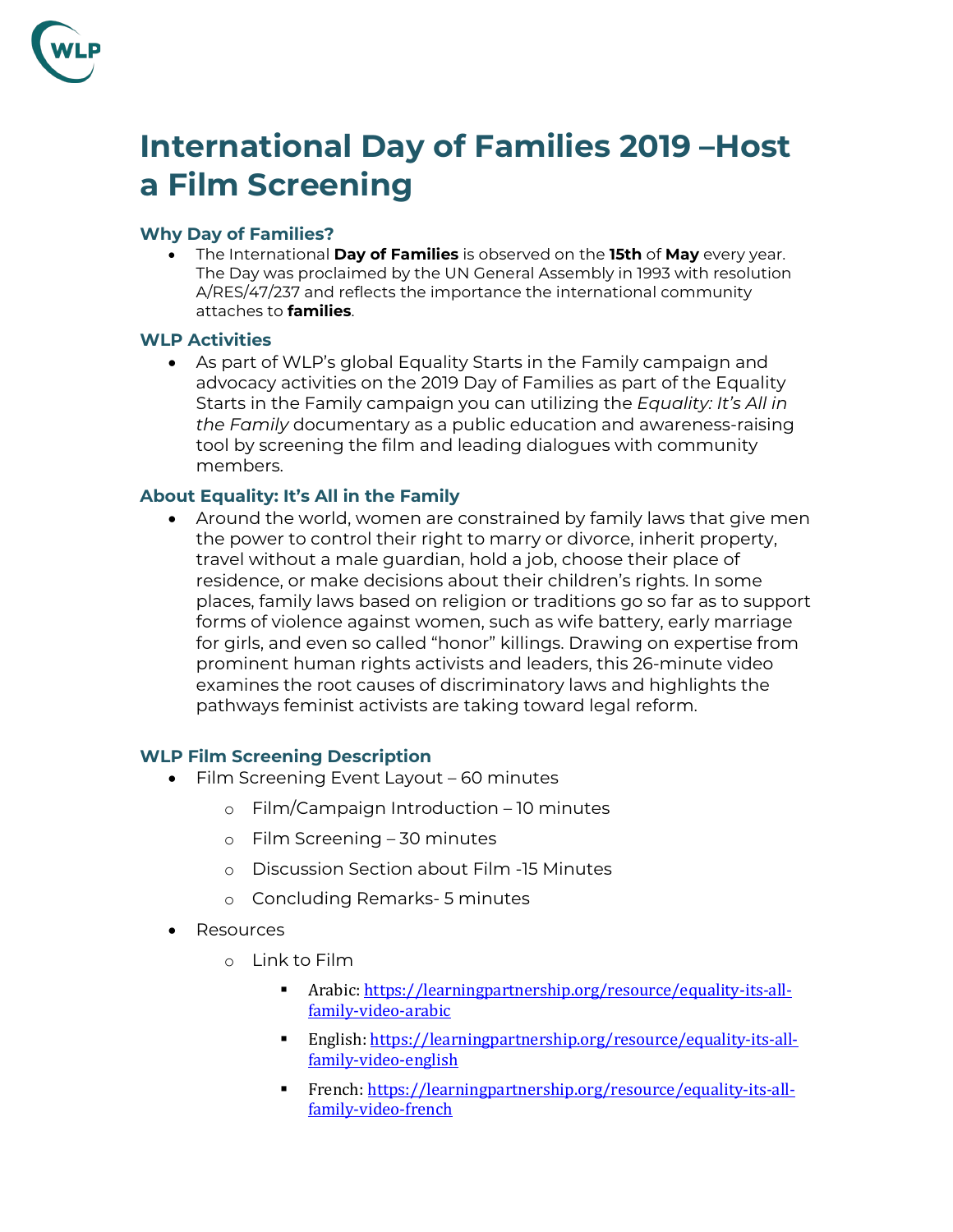# International Day of Families 2019 –Host a Film Screening

### Why Day of Families?

- The International **Day of Families** is observed on the **15th** of **May** every year. The Day was proclaimed by the UN General Assembly in 1993 with resolution A/RES/47/237 and reflects the importance the international community attaches to **families**.

### WLP Activities

- As part of WLP's global Equality Starts in the Family campaign and advocacy activities on the 2019 Day of Families as part of the Equality Starts in the Family campaign you can utilizing the *Equality: It's All in the Family* documentary as a public education and awareness-raising tool by screening the film and leading dialogues with community members.

### About Equality: It's All in the Family

- Around the world, women are constrained by family laws that give men the power to control their right to marry or divorce, inherit property, travel without a male guardian, hold a job, choose their place of residence, or make decisions about their children's rights. In some places, family laws based on religion or traditions go so far as to support forms of violence against women, such as wife battery, early marriage for girls, and even so called "honor" killings. Drawing on expertise from prominent human rights activists and leaders, this 26-minute video examines the root causes of discriminatory laws and highlights the pathways feminist activists are taking toward legal reform.

### WLP Film Screening Description

- Film Screening Event Layout – 60 minutes
  - Film/Campaign Introduction – 10 minutes
  - Film Screening – 30 minutes
  - Discussion Section about Film -15 Minutes
  - Concluding Remarks- 5 minutes
- Resources
  - Link to Film
    - Arabic: https://learningpartnership.org/resource/equality-its-all-family-video-arabic
    - English: https://learningpartnership.org/resource/equality-its-all-family-video-english
    - French: https://learningpartnership.org/resource/equality-its-all-family-video-french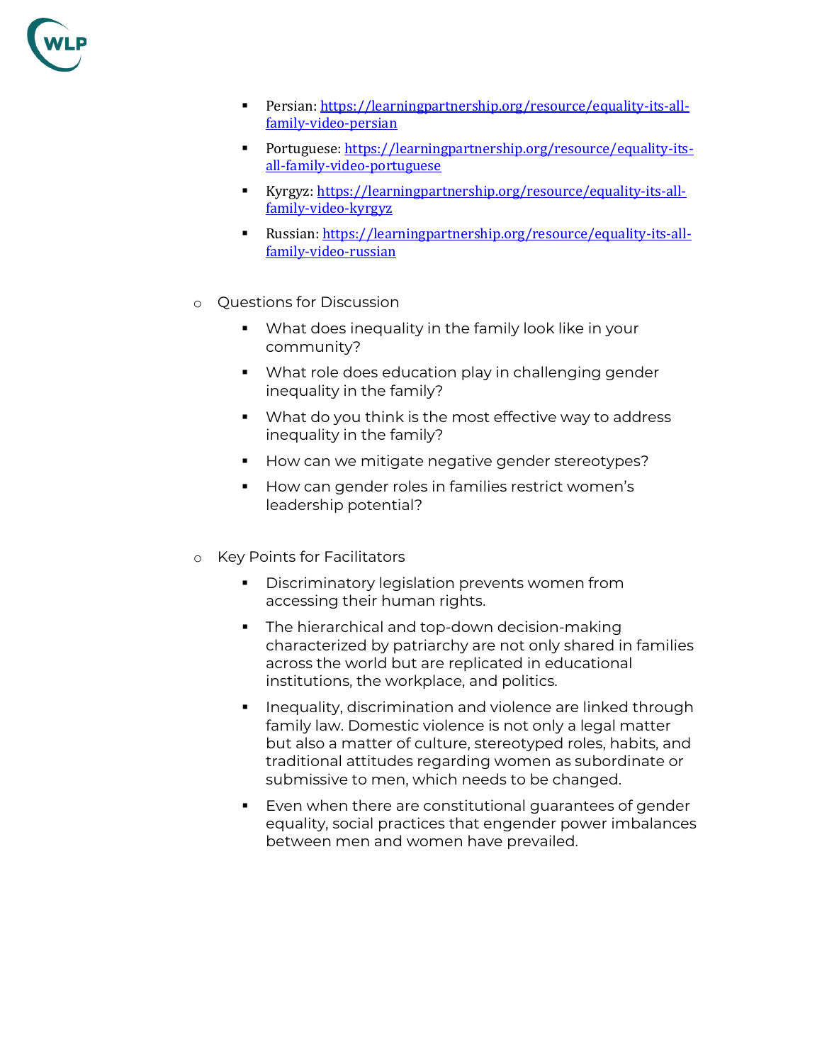- Persian: [https://learningpartnership.org/resource/equality-its-all-family-video-persian](https://learningpartnership.org/resource/equality-its-all-family-video-persian)
        - Portuguese: [https://learningpartnership.org/resource/equality-its-all-family-video-portuguese](https://learningpartnership.org/resource/equality-its-all-family-video-portuguese)
        - Kyrgyz: [https://learningpartnership.org/resource/equality-its-all-family-video-kyrgyz](https://learningpartnership.org/resource/equality-its-all-family-video-kyrgyz)
        - Russian: [https://learningpartnership.org/resource/equality-its-all-family-video-russian](https://learningpartnership.org/resource/equality-its-all-family-video-russian)

    - Questions for Discussion
        - What does inequality in the family look like in your community?
        - What role does education play in challenging gender inequality in the family?
        - What do you think is the most effective way to address inequality in the family?
        - How can we mitigate negative gender stereotypes?
        - How can gender roles in families restrict women's leadership potential?

    - Key Points for Facilitators
        - Discriminatory legislation prevents women from accessing their human rights.
        - The hierarchical and top-down decision-making characterized by patriarchy are not only shared in families across the world but are replicated in educational institutions, the workplace, and politics.
        - Inequality, discrimination and violence are linked through family law. Domestic violence is not only a legal matter but also a matter of culture, stereotyped roles, habits, and traditional attitudes regarding women as subordinate or submissive to men, which needs to be changed.
        - Even when there are constitutional guarantees of gender equality, social practices that engender power imbalances between men and women have prevailed.